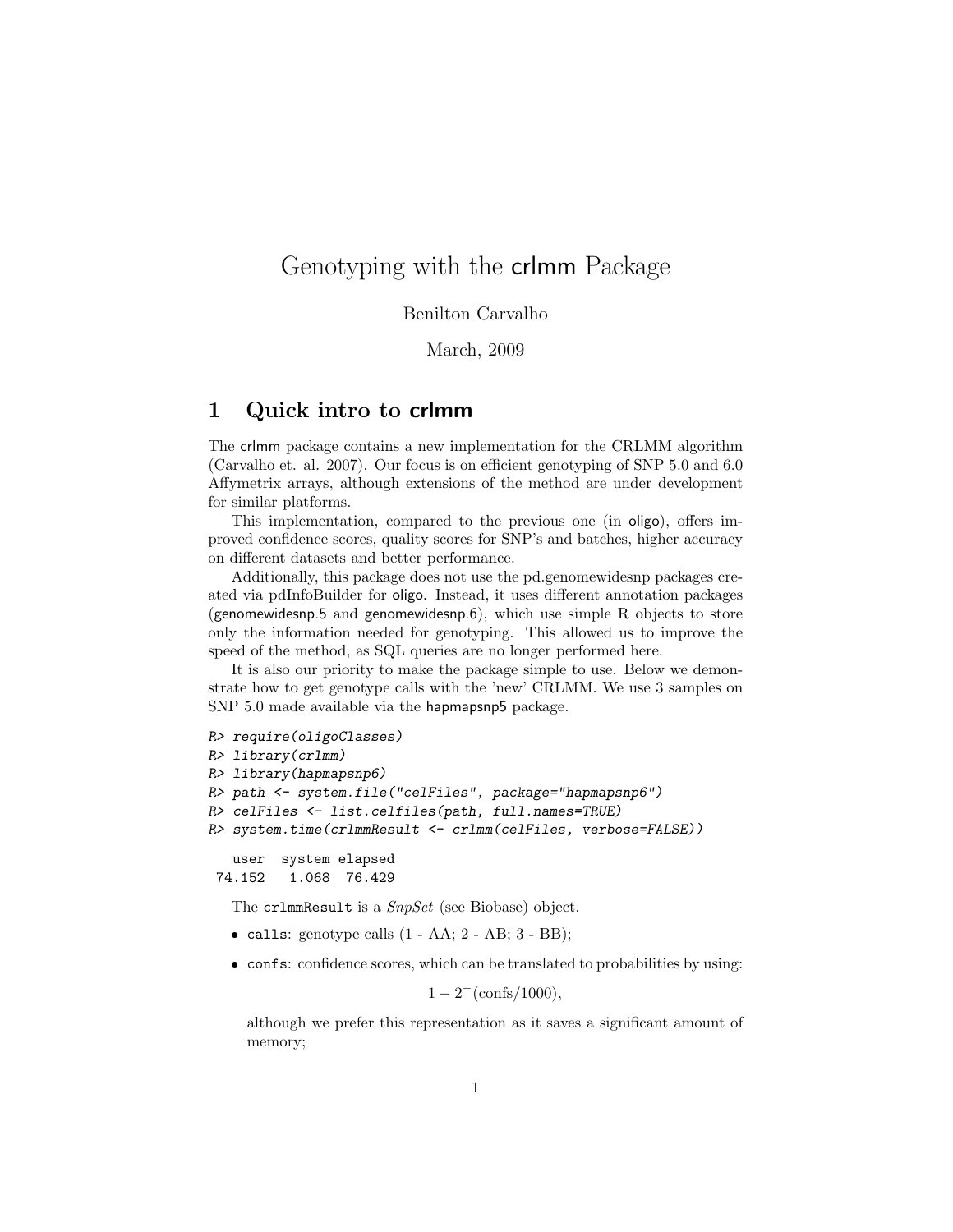# Genotyping with the crlmm Package

Benilton Carvalho

March, 2009

## 1 Quick intro to crlmm

The crlmm package contains a new implementation for the CRLMM algorithm (Carvalho et. al. 2007). Our focus is on efficient genotyping of SNP 5.0 and 6.0 Affymetrix arrays, although extensions of the method are under development for similar platforms.

This implementation, compared to the previous one (in oligo), offers improved confidence scores, quality scores for SNP's and batches, higher accuracy on different datasets and better performance.

Additionally, this package does not use the pd.genomewidesnp packages created via pdInfoBuilder for oligo. Instead, it uses different annotation packages (genomewidesnp.5 and genomewidesnp.6), which use simple R objects to store only the information needed for genotyping. This allowed us to improve the speed of the method, as SQL queries are no longer performed here.

It is also our priority to make the package simple to use. Below we demonstrate how to get genotype calls with the 'new' CRLMM. We use 3 samples on SNP 5.0 made available via the hapmapsnp5 package.

```
R> require(oligoClasses)
R> library(crlmm)
R> library(hapmapsnp6)
R> path <- system.file("celFiles", package="hapmapsnp6")
R> celFiles <- list.celfiles(path, full.names=TRUE)
R> system.time(crlmmResult <- crlmm(celFiles, verbose=FALSE))
```

```
   user  system elapsed
 74.152   1.068  76.429
```

The `crlmmResult` is a *SnpSet* (see Biobase) object.

- `calls`: genotype calls (1 - AA; 2 - AB; 3 - BB);
- `confs`: confidence scores, which can be translated to probabilities by using:

  $$1 - 2^{-}(\text{confs}/1000),$$

  although we prefer this representation as it saves a significant amount of memory;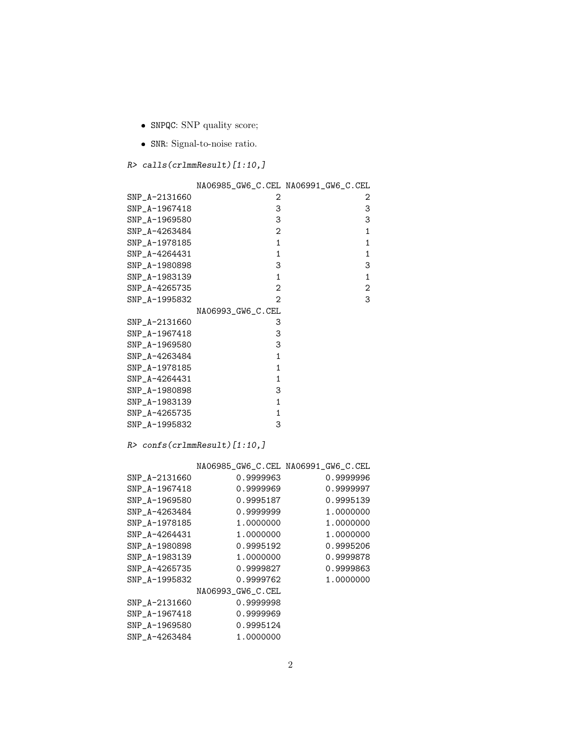- `SNPQC`: SNP quality score;
- `SNR`: Signal-to-noise ratio.

```
R> calls(crlmmResult)[1:10,]
```

```
             NA06985_GW6_C.CEL NA06991_GW6_C.CEL
SNP_A-2131660                 2                 2
SNP_A-1967418                 3                 3
SNP_A-1969580                 3                 3
SNP_A-4263484                 2                 1
SNP_A-1978185                 1                 1
SNP_A-4264431                 1                 1
SNP_A-1980898                 3                 3
SNP_A-1983139                 1                 1
SNP_A-4265735                 2                 2
SNP_A-1995832                 2                 3
             NA06993_GW6_C.CEL
SNP_A-2131660                 3
SNP_A-1967418                 3
SNP_A-1969580                 3
SNP_A-4263484                 1
SNP_A-1978185                 1
SNP_A-4264431                 1
SNP_A-1980898                 3
SNP_A-1983139                 1
SNP_A-4265735                 1
SNP_A-1995832                 3
```

```
R> confs(crlmmResult)[1:10,]
```

```
             NA06985_GW6_C.CEL NA06991_GW6_C.CEL
SNP_A-2131660         0.9999963         0.9999996
SNP_A-1967418         0.9999969         0.9999997
SNP_A-1969580         0.9995187         0.9995139
SNP_A-4263484         0.9999999         1.0000000
SNP_A-1978185         1.0000000         1.0000000
SNP_A-4264431         1.0000000         1.0000000
SNP_A-1980898         0.9995192         0.9995206
SNP_A-1983139         1.0000000         0.9999878
SNP_A-4265735         0.9999827         0.9999863
SNP_A-1995832         0.9999762         1.0000000
             NA06993_GW6_C.CEL
SNP_A-2131660         0.9999998
SNP_A-1967418         0.9999969
SNP_A-1969580         0.9995124
SNP_A-4263484         1.0000000
```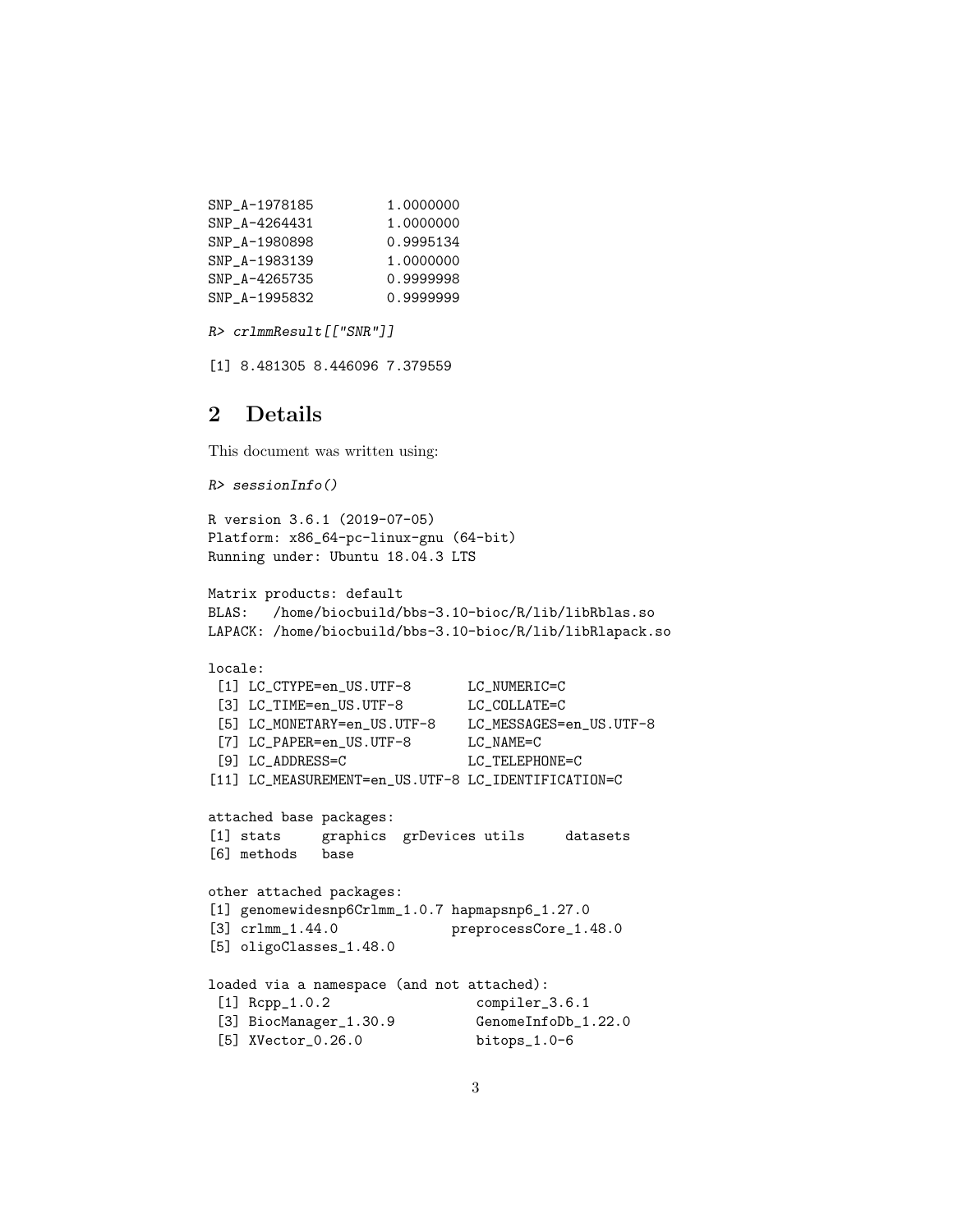```
SNP_A-1978185        1.0000000
SNP_A-4264431        1.0000000
SNP_A-1980898        0.9995134
SNP_A-1983139        1.0000000
SNP_A-4265735        0.9999998
SNP_A-1995832        0.9999999
```

```
R> crlmmResult[["SNR"]]
```

```
[1] 8.481305 8.446096 7.379559
```

## 2 Details

This document was written using:

```
R> sessionInfo()
```

```
R version 3.6.1 (2019-07-05)
Platform: x86_64-pc-linux-gnu (64-bit)
Running under: Ubuntu 18.04.3 LTS

Matrix products: default
BLAS:   /home/biocbuild/bbs-3.10-bioc/R/lib/libRblas.so
LAPACK: /home/biocbuild/bbs-3.10-bioc/R/lib/libRlapack.so

locale:
 [1] LC_CTYPE=en_US.UTF-8       LC_NUMERIC=C
 [3] LC_TIME=en_US.UTF-8        LC_COLLATE=C
 [5] LC_MONETARY=en_US.UTF-8    LC_MESSAGES=en_US.UTF-8
 [7] LC_PAPER=en_US.UTF-8       LC_NAME=C
 [9] LC_ADDRESS=C               LC_TELEPHONE=C
[11] LC_MEASUREMENT=en_US.UTF-8 LC_IDENTIFICATION=C

attached base packages:
[1] stats     graphics  grDevices utils     datasets
[6] methods   base

other attached packages:
[1] genomewidesnp6Crlmm_1.0.7 hapmapsnp6_1.27.0
[3] crlmm_1.44.0              preprocessCore_1.48.0
[5] oligoClasses_1.48.0

loaded via a namespace (and not attached):
 [1] Rcpp_1.0.2                  compiler_3.6.1
 [3] BiocManager_1.30.9          GenomeInfoDb_1.22.0
 [5] XVector_0.26.0              bitops_1.0-6
```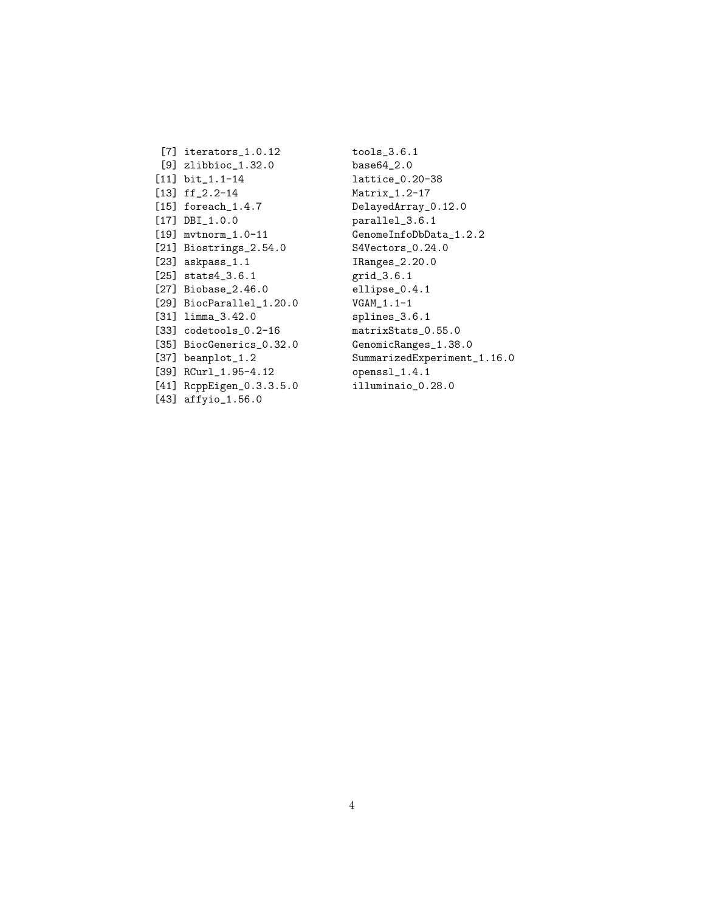```
 [7] iterators_1.0.12           tools_3.6.1
 [9] zlibbioc_1.32.0            base64_2.0
[11] bit_1.1-14                 lattice_0.20-38
[13] ff_2.2-14                  Matrix_1.2-17
[15] foreach_1.4.7              DelayedArray_0.12.0
[17] DBI_1.0.0                  parallel_3.6.1
[19] mvtnorm_1.0-11             GenomeInfoDbData_1.2.2
[21] Biostrings_2.54.0          S4Vectors_0.24.0
[23] askpass_1.1                IRanges_2.20.0
[25] stats4_3.6.1               grid_3.6.1
[27] Biobase_2.46.0             ellipse_0.4.1
[29] BiocParallel_1.20.0        VGAM_1.1-1
[31] limma_3.42.0               splines_3.6.1
[33] codetools_0.2-16           matrixStats_0.55.0
[35] BiocGenerics_0.32.0        GenomicRanges_1.38.0
[37] beanplot_1.2               SummarizedExperiment_1.16.0
[39] RCurl_1.95-4.12            openssl_1.4.1
[41] RcppEigen_0.3.3.5.0        illuminaio_0.28.0
[43] affyio_1.56.0
```